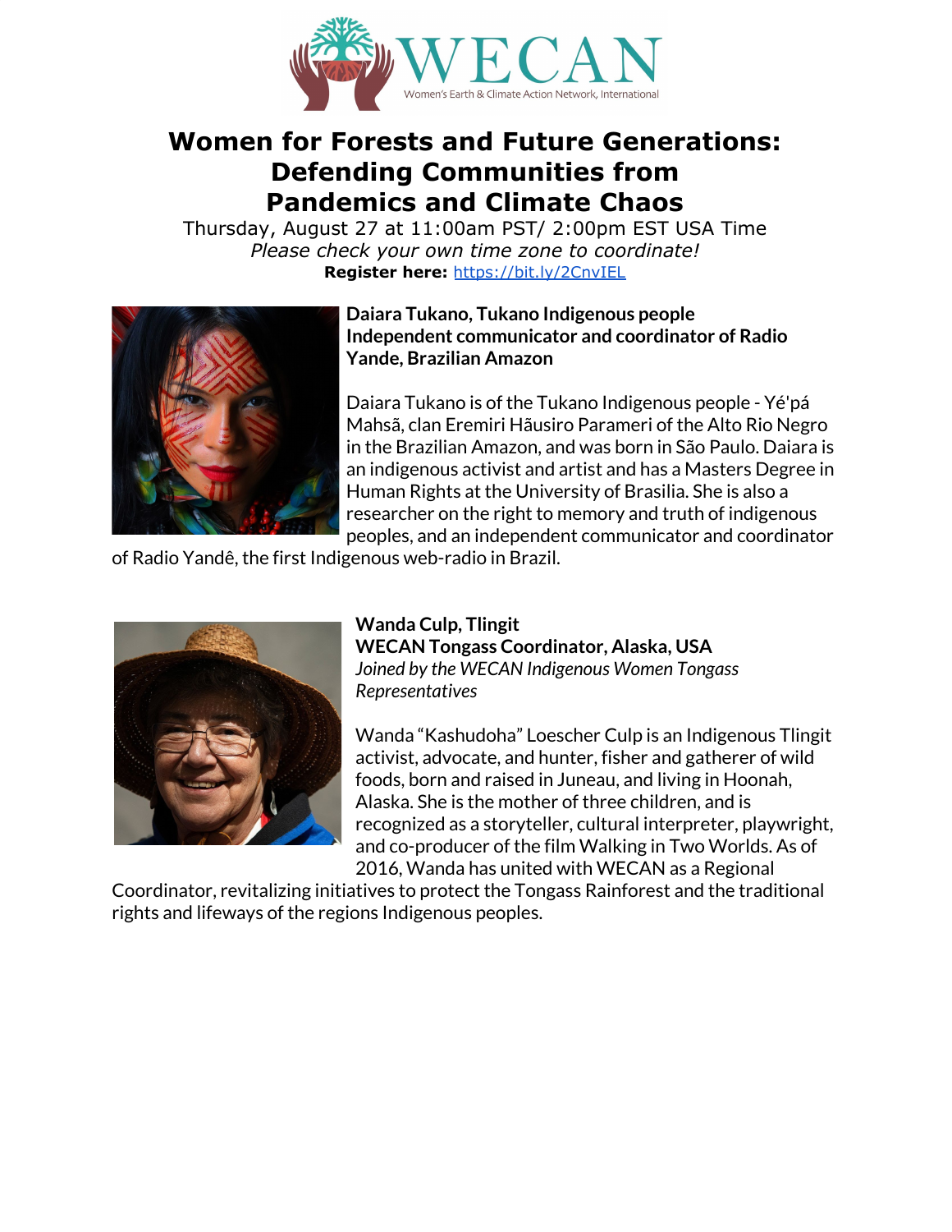WECAN
Women's Earth & Climate Action Network, International

# Women for Forests and Future Generations: Defending Communities from Pandemics and Climate Chaos

Thursday, August 27 at 11:00am PST/ 2:00pm EST USA Time

*Please check your own time zone to coordinate!*

**Register here:** https://bit.ly/2CnvIEL

**Daiara Tukano, Tukano Indigenous people**
**Independent communicator and coordinator of Radio Yande, Brazilian Amazon**

Daiara Tukano is of the Tukano Indigenous people - Yé'pá Mahsã, clan Eremiri Hãusiro Parameri of the Alto Rio Negro in the Brazilian Amazon, and was born in São Paulo. Daiara is an indigenous activist and artist and has a Masters Degree in Human Rights at the University of Brasilia. She is also a researcher on the right to memory and truth of indigenous peoples, and an independent communicator and coordinator of Radio Yandê, the first Indigenous web-radio in Brazil.

**Wanda Culp, Tlingit**
**WECAN Tongass Coordinator, Alaska, USA**
*Joined by the WECAN Indigenous Women Tongass Representatives*

Wanda "Kashudoha" Loescher Culp is an Indigenous Tlingit activist, advocate, and hunter, fisher and gatherer of wild foods, born and raised in Juneau, and living in Hoonah, Alaska. She is the mother of three children, and is recognized as a storyteller, cultural interpreter, playwright, and co-producer of the film Walking in Two Worlds. As of 2016, Wanda has united with WECAN as a Regional Coordinator, revitalizing initiatives to protect the Tongass Rainforest and the traditional rights and lifeways of the regions Indigenous peoples.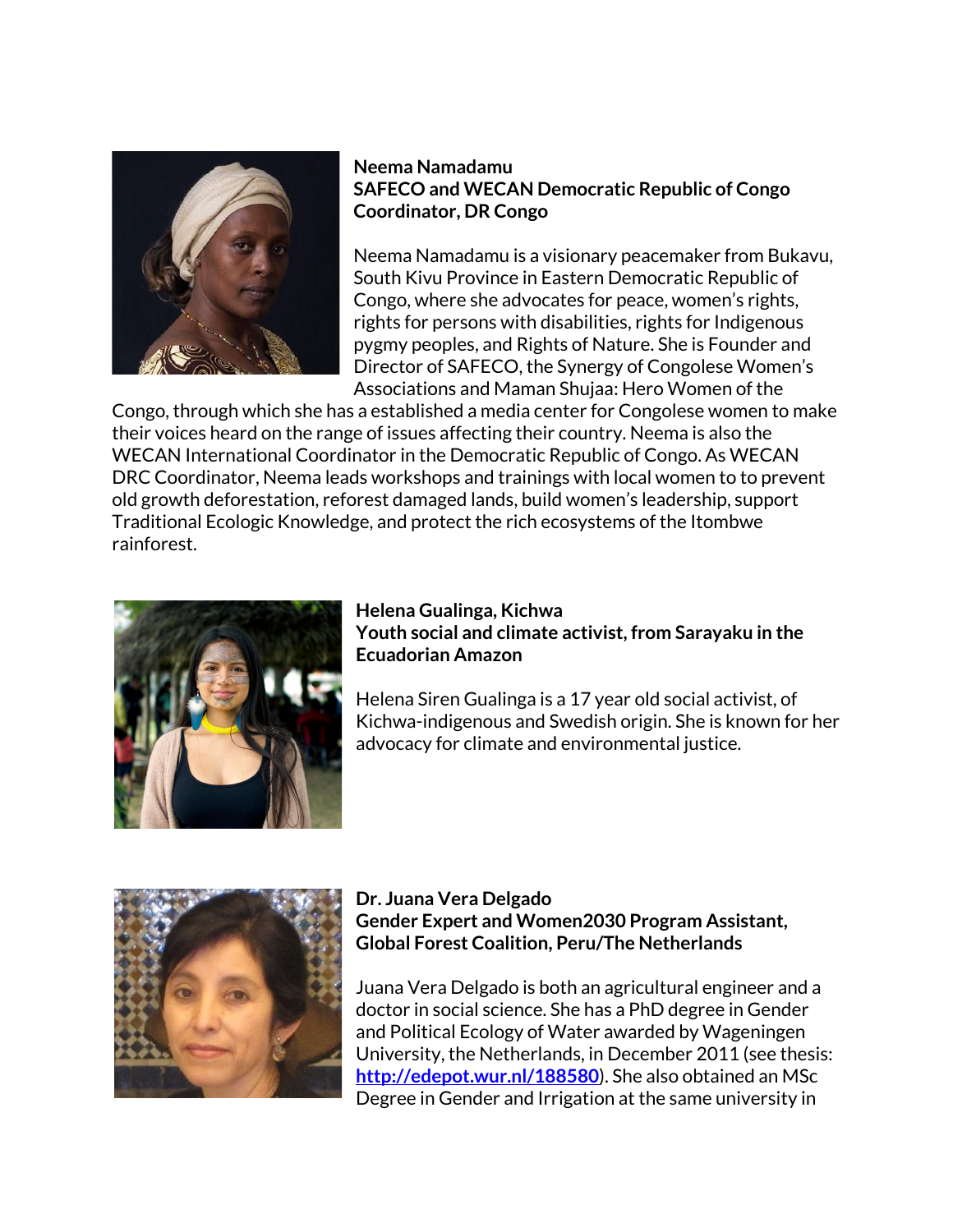**Neema Namadamu**
**SAFECO and WECAN Democratic Republic of Congo Coordinator, DR Congo**

Neema Namadamu is a visionary peacemaker from Bukavu, South Kivu Province in Eastern Democratic Republic of Congo, where she advocates for peace, women's rights, rights for persons with disabilities, rights for Indigenous pygmy peoples, and Rights of Nature. She is Founder and Director of SAFECO, the Synergy of Congolese Women's Associations and Maman Shujaa: Hero Women of the Congo, through which she has a established a media center for Congolese women to make their voices heard on the range of issues affecting their country. Neema is also the WECAN International Coordinator in the Democratic Republic of Congo. As WECAN DRC Coordinator, Neema leads workshops and trainings with local women to to prevent old growth deforestation, reforest damaged lands, build women's leadership, support Traditional Ecologic Knowledge, and protect the rich ecosystems of the Itombwe rainforest.

**Helena Gualinga, Kichwa**
**Youth social and climate activist, from Sarayaku in the Ecuadorian Amazon**

Helena Siren Gualinga is a 17 year old social activist, of Kichwa-indigenous and Swedish origin. She is known for her advocacy for climate and environmental justice.

**Dr. Juana Vera Delgado**
**Gender Expert and Women2030 Program Assistant, Global Forest Coalition, Peru/The Netherlands**

Juana Vera Delgado is both an agricultural engineer and a doctor in social science. She has a PhD degree in Gender and Political Ecology of Water awarded by Wageningen University, the Netherlands, in December 2011 (see thesis: [http://edepot.wur.nl/188580](http://edepot.wur.nl/188580)). She also obtained an MSc Degree in Gender and Irrigation at the same university in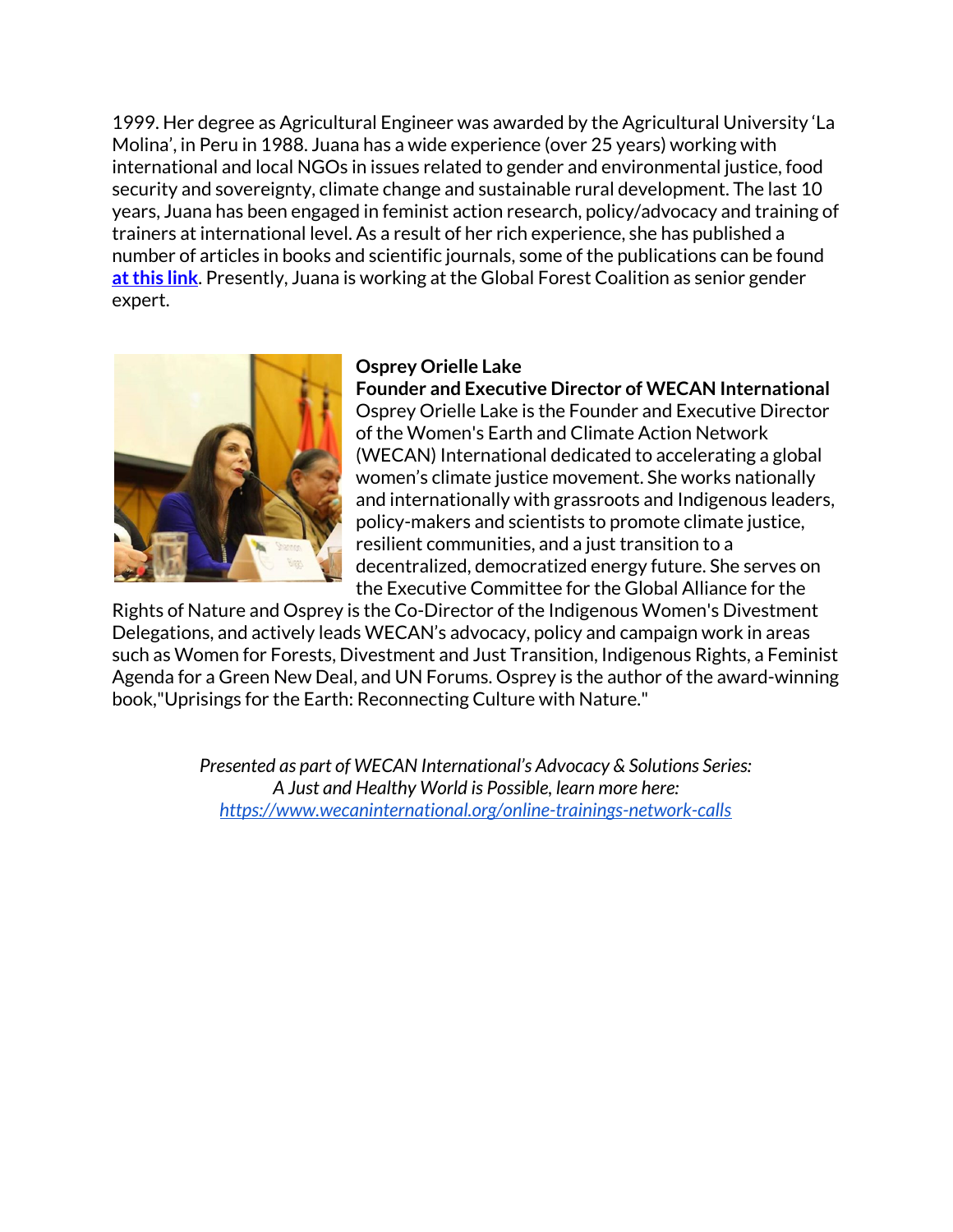1999. Her degree as Agricultural Engineer was awarded by the Agricultural University 'La Molina', in Peru in 1988. Juana has a wide experience (over 25 years) working with international and local NGOs in issues related to gender and environmental justice, food security and sovereignty, climate change and sustainable rural development. The last 10 years, Juana has been engaged in feminist action research, policy/advocacy and training of trainers at international level. As a result of her rich experience, she has published a number of articles in books and scientific journals, some of the publications can be found **at this link**. Presently, Juana is working at the Global Forest Coalition as senior gender expert.

**Osprey Orielle Lake**
**Founder and Executive Director of WECAN International**
Osprey Orielle Lake is the Founder and Executive Director of the Women's Earth and Climate Action Network (WECAN) International dedicated to accelerating a global women's climate justice movement. She works nationally and internationally with grassroots and Indigenous leaders, policy-makers and scientists to promote climate justice, resilient communities, and a just transition to a decentralized, democratized energy future. She serves on the Executive Committee for the Global Alliance for the Rights of Nature and Osprey is the Co-Director of the Indigenous Women's Divestment Delegations, and actively leads WECAN's advocacy, policy and campaign work in areas such as Women for Forests, Divestment and Just Transition, Indigenous Rights, a Feminist Agenda for a Green New Deal, and UN Forums. Osprey is the author of the award-winning book,"Uprisings for the Earth: Reconnecting Culture with Nature."

*Presented as part of WECAN International's Advocacy & Solutions Series: A Just and Healthy World is Possible, learn more here: https://www.wecaninternational.org/online-trainings-network-calls*